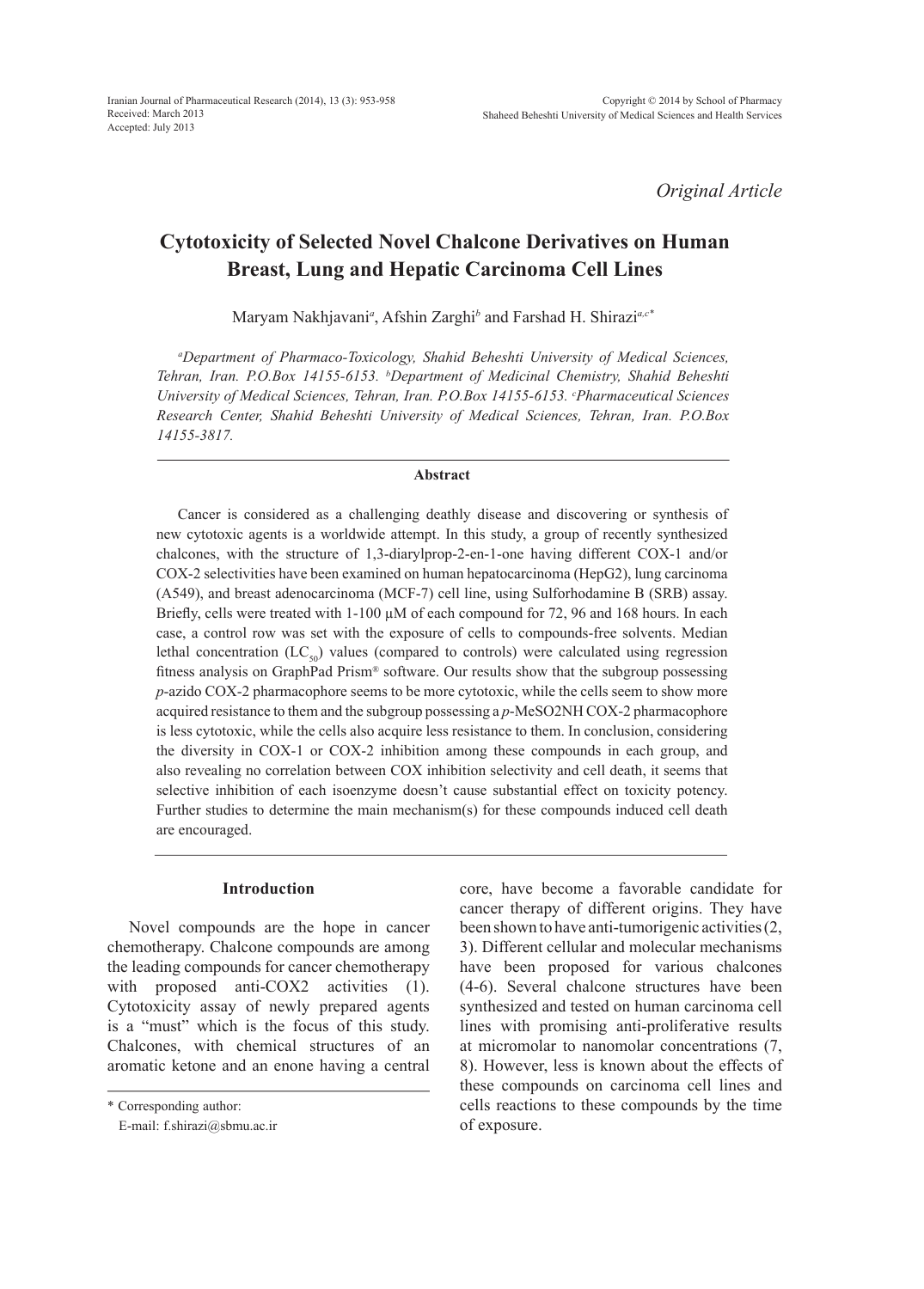*Original Article*

# Cytotoxicity of Selected Novel Chalcone Derivatives on Human Breast, Lung and Hepatic Carcinoma Cell Lines

Maryam Nakhjavani[a], Afshin Zarghi[b] and Farshad H. Shirazi[a,c*]

*[a]Department of Pharmaco-Toxicology, Shahid Beheshti University of Medical Sciences, Tehran, Iran. P.O.Box 14155-6153. [b]Department of Medicinal Chemistry, Shahid Beheshti University of Medical Sciences, Tehran, Iran. P.O.Box 14155-6153. [c]Pharmaceutical Sciences Research Center, Shahid Beheshti University of Medical Sciences, Tehran, Iran. P.O.Box 14155-3817.*

## Abstract

Cancer is considered as a challenging deathly disease and discovering or synthesis of new cytotoxic agents is a worldwide attempt. In this study, a group of recently synthesized chalcones, with the structure of 1,3-diarylprop-2-en-1-one having different COX-1 and/or COX-2 selectivities have been examined on human hepatocarcinoma (HepG2), lung carcinoma (A549), and breast adenocarcinoma (MCF-7) cell line, using Sulforhodamine B (SRB) assay. Briefly, cells were treated with 1-100 µM of each compound for 72, 96 and 168 hours. In each case, a control row was set with the exposure of cells to compounds-free solvents. Median lethal concentration ($LC_{50}$) values (compared to controls) were calculated using regression fitness analysis on GraphPad Prism® software. Our results show that the subgroup possessing *p*-azido COX-2 pharmacophore seems to be more cytotoxic, while the cells seem to show more acquired resistance to them and the subgroup possessing a *p*-MeSO2NH COX-2 pharmacophore is less cytotoxic, while the cells also acquire less resistance to them. In conclusion, considering the diversity in COX-1 or COX-2 inhibition among these compounds in each group, and also revealing no correlation between COX inhibition selectivity and cell death, it seems that selective inhibition of each isoenzyme doesn't cause substantial effect on toxicity potency. Further studies to determine the main mechanism(s) for these compounds induced cell death are encouraged.

## Introduction

Novel compounds are the hope in cancer chemotherapy. Chalcone compounds are among the leading compounds for cancer chemotherapy with proposed anti-COX2 activities (1). Cytotoxicity assay of newly prepared agents is a "must" which is the focus of this study. Chalcones, with chemical structures of an aromatic ketone and an enone having a central core, have become a favorable candidate for cancer therapy of different origins. They have been shown to have anti-tumorigenic activities (2, 3). Different cellular and molecular mechanisms have been proposed for various chalcones (4-6). Several chalcone structures have been synthesized and tested on human carcinoma cell lines with promising anti-proliferative results at micromolar to nanomolar concentrations (7, 8). However, less is known about the effects of these compounds on carcinoma cell lines and cells reactions to these compounds by the time of exposure.

\* Corresponding author:

E-mail: f.shirazi@sbmu.ac.ir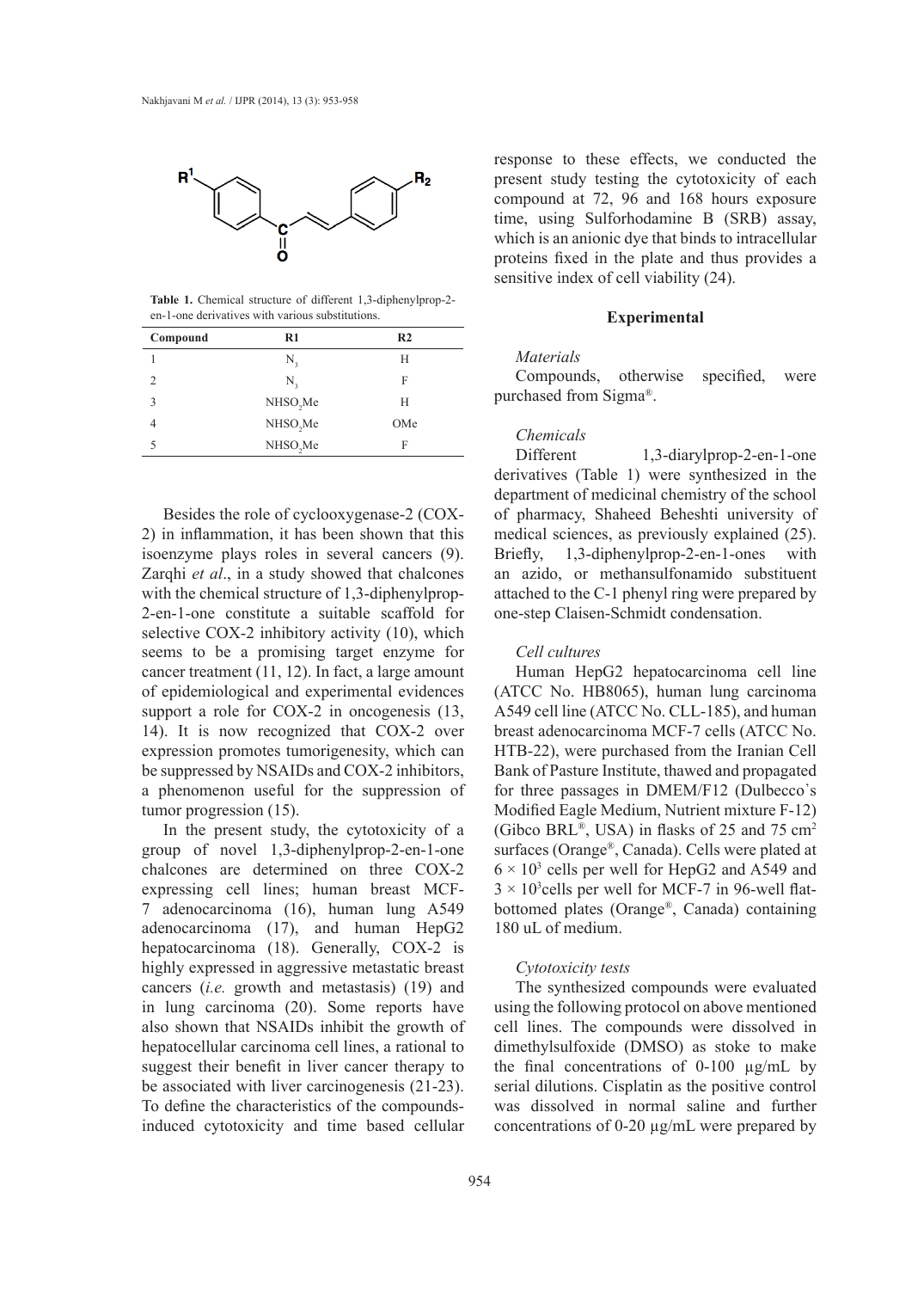**Table 1.** Chemical structure of different 1,3-diphenylprop-2-en-1-one derivatives with various substitutions.

| Compound | R1 | R2 |
|---|---|---|
| 1 | $N_3$ | H |
| 2 | $N_3$ | F |
| 3 | $NHSO_2Me$ | H |
| 4 | $NHSO_2Me$ | OMe |
| 5 | $NHSO_2Me$ | F |

Besides the role of cyclooxygenase-2 (COX-2) in inflammation, it has been shown that this isoenzyme plays roles in several cancers (9). Zarqhi *et al*., in a study showed that chalcones with the chemical structure of 1,3-diphenylprop-2-en-1-one constitute a suitable scaffold for selective COX-2 inhibitory activity (10), which seems to be a promising target enzyme for cancer treatment (11, 12). In fact, a large amount of epidemiological and experimental evidences support a role for COX-2 in oncogenesis (13, 14). It is now recognized that COX-2 over expression promotes tumorigenesity, which can be suppressed by NSAIDs and COX-2 inhibitors, a phenomenon useful for the suppression of tumor progression (15).

In the present study, the cytotoxicity of a group of novel 1,3-diphenylprop-2-en-1-one chalcones are determined on three COX-2 expressing cell lines; human breast MCF-7 adenocarcinoma (16), human lung A549 adenocarcinoma (17), and human HepG2 hepatocarcinoma (18). Generally, COX-2 is highly expressed in aggressive metastatic breast cancers (*i.e.* growth and metastasis) (19) and in lung carcinoma (20). Some reports have also shown that NSAIDs inhibit the growth of hepatocellular carcinoma cell lines, a rational to suggest their benefit in liver cancer therapy to be associated with liver carcinogenesis (21-23). To define the characteristics of the compounds-induced cytotoxicity and time based cellular response to these effects, we conducted the present study testing the cytotoxicity of each compound at 72, 96 and 168 hours exposure time, using Sulforhodamine B (SRB) assay, which is an anionic dye that binds to intracellular proteins fixed in the plate and thus provides a sensitive index of cell viability (24).

## Experimental

### *Materials*

Compounds, otherwise specified, were purchased from Sigma®.

### *Chemicals*

Different 1,3-diarylprop-2-en-1-one derivatives (Table 1) were synthesized in the department of medicinal chemistry of the school of pharmacy, Shaheed Beheshti university of medical sciences, as previously explained (25). Briefly, 1,3-diphenylprop-2-en-1-ones with an azido, or methansulfonamido substituent attached to the C-1 phenyl ring were prepared by one-step Claisen-Schmidt condensation.

### *Cell cultures*

Human HepG2 hepatocarcinoma cell line (ATCC No. HB8065), human lung carcinoma A549 cell line (ATCC No. CLL-185), and human breast adenocarcinoma MCF-7 cells (ATCC No. HTB-22), were purchased from the Iranian Cell Bank of Pasture Institute, thawed and propagated for three passages in DMEM/F12 (Dulbecco`s Modified Eagle Medium, Nutrient mixture F-12) (Gibco BRL®, USA) in flasks of 25 and 75 $cm^2$ surfaces (Orange®, Canada). Cells were plated at $6 \times 10^3$ cells per well for HepG2 and A549 and $3 \times 10^3$cells per well for MCF-7 in 96-well flat-bottomed plates (Orange®, Canada) containing 180 uL of medium.

### *Cytotoxicity tests*

The synthesized compounds were evaluated using the following protocol on above mentioned cell lines. The compounds were dissolved in dimethylsulfoxide (DMSO) as stoke to make the final concentrations of 0-100 µg/mL by serial dilutions. Cisplatin as the positive control was dissolved in normal saline and further concentrations of 0-20 µg/mL were prepared by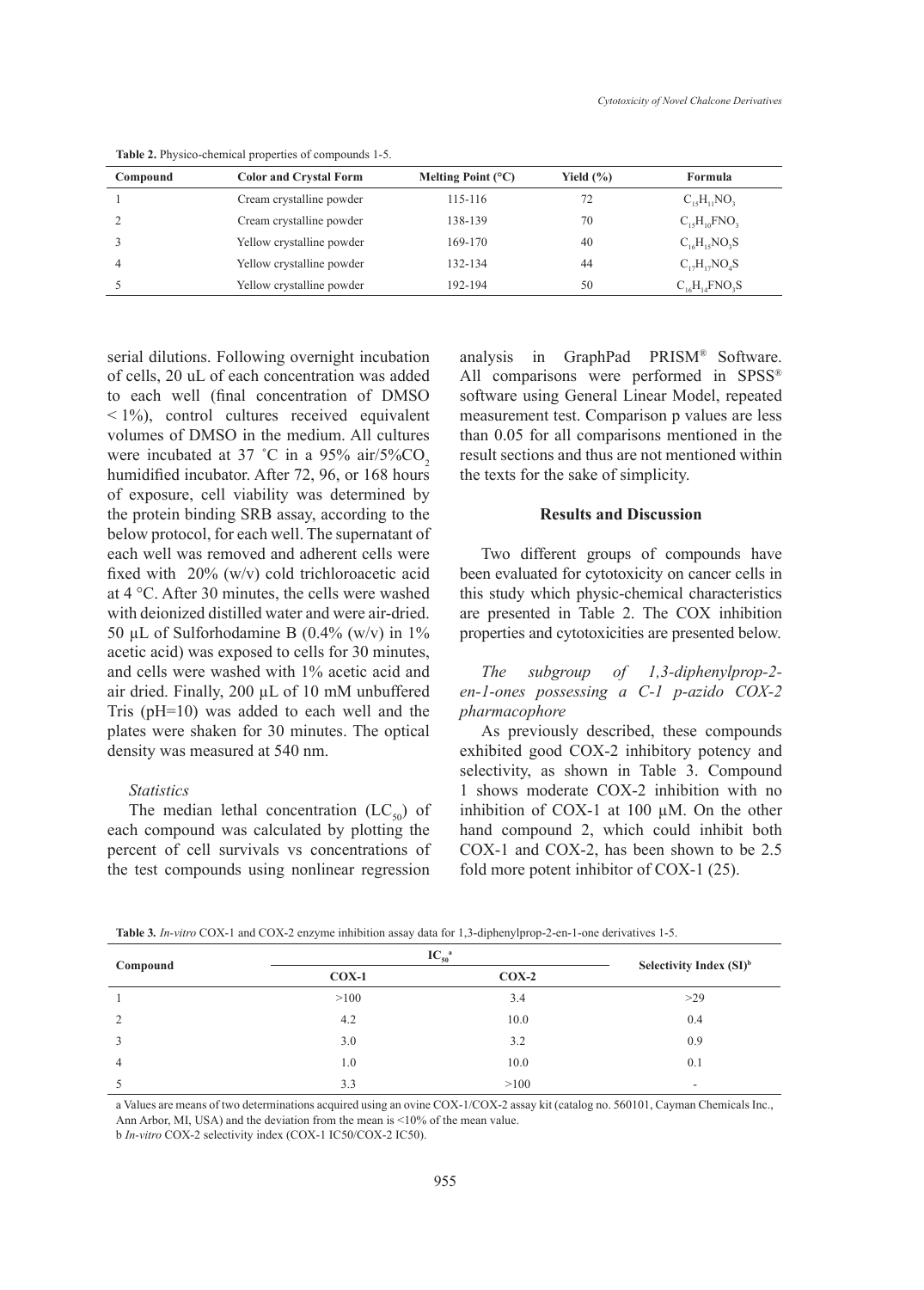**Table 2.** Physico-chemical properties of compounds 1-5.

| Compound | Color and Crystal Form | Melting Point (°C) | Yield (%) | Formula |
|---|---|---|---|---|
| 1 | Cream crystalline powder | 115-116 | 72 | $C_{15}H_{11}NO_3$ |
| 2 | Cream crystalline powder | 138-139 | 70 | $C_{15}H_{10}FNO_3$ |
| 3 | Yellow crystalline powder | 169-170 | 40 | $C_{16}H_{15}NO_3S$ |
| 4 | Yellow crystalline powder | 132-134 | 44 | $C_{17}H_{17}NO_4S$ |
| 5 | Yellow crystalline powder | 192-194 | 50 | $C_{16}H_{14}FNO_3S$ |

serial dilutions. Following overnight incubation of cells, 20 uL of each concentration was added to each well (final concentration of DMSO < 1%), control cultures received equivalent volumes of DMSO in the medium. All cultures were incubated at 37 ˚C in a 95% air/5%$CO_2$ humidified incubator. After 72, 96, or 168 hours of exposure, cell viability was determined by the protein binding SRB assay, according to the below protocol, for each well. The supernatant of each well was removed and adherent cells were fixed with 20% (w/v) cold trichloroacetic acid at 4 °C. After 30 minutes, the cells were washed with deionized distilled water and were air-dried. 50 µL of Sulforhodamine B (0.4% (w/v) in 1% acetic acid) was exposed to cells for 30 minutes, and cells were washed with 1% acetic acid and air dried. Finally, 200 µL of 10 mM unbuffered Tris (pH=10) was added to each well and the plates were shaken for 30 minutes. The optical density was measured at 540 nm.

### *Statistics*

The median lethal concentration ($LC_{50}$) of each compound was calculated by plotting the percent of cell survivals vs concentrations of the test compounds using nonlinear regression analysis in GraphPad PRISM® Software. All comparisons were performed in SPSS® software using General Linear Model, repeated measurement test. Comparison p values are less than 0.05 for all comparisons mentioned in the result sections and thus are not mentioned within the texts for the sake of simplicity.

## Results and Discussion

Two different groups of compounds have been evaluated for cytotoxicity on cancer cells in this study which physic-chemical characteristics are presented in Table 2. The COX inhibition properties and cytotoxicities are presented below.

### *The subgroup of 1,3-diphenylprop-2-en-1-ones possessing a C-1 p-azido COX-2 pharmacophore*

As previously described, these compounds exhibited good COX-2 inhibitory potency and selectivity, as shown in Table 3. Compound 1 shows moderate COX-2 inhibition with no inhibition of COX-1 at 100 µM. On the other hand compound 2, which could inhibit both COX-1 and COX-2, has been shown to be 2.5 fold more potent inhibitor of COX-1 (25).

**Table 3.** *In-vitro* COX-1 and COX-2 enzyme inhibition assay data for 1,3-diphenylprop-2-en-1-one derivatives 1-5.

| Compound | $IC_{50}$[a] | | Selectivity Index (SI)[b] |
|---|---|---|---|
| | COX-1 | COX-2 | |
| 1 | >100 | 3.4 | >29 |
| 2 | 4.2 | 10.0 | 0.4 |
| 3 | 3.0 | 3.2 | 0.9 |
| 4 | 1.0 | 10.0 | 0.1 |
| 5 | 3.3 | >100 | - |

a Values are means of two determinations acquired using an ovine COX-1/COX-2 assay kit (catalog no. 560101, Cayman Chemicals Inc., Ann Arbor, MI, USA) and the deviation from the mean is <10% of the mean value.

b *In-vitro* COX-2 selectivity index (COX-1 IC50/COX-2 IC50).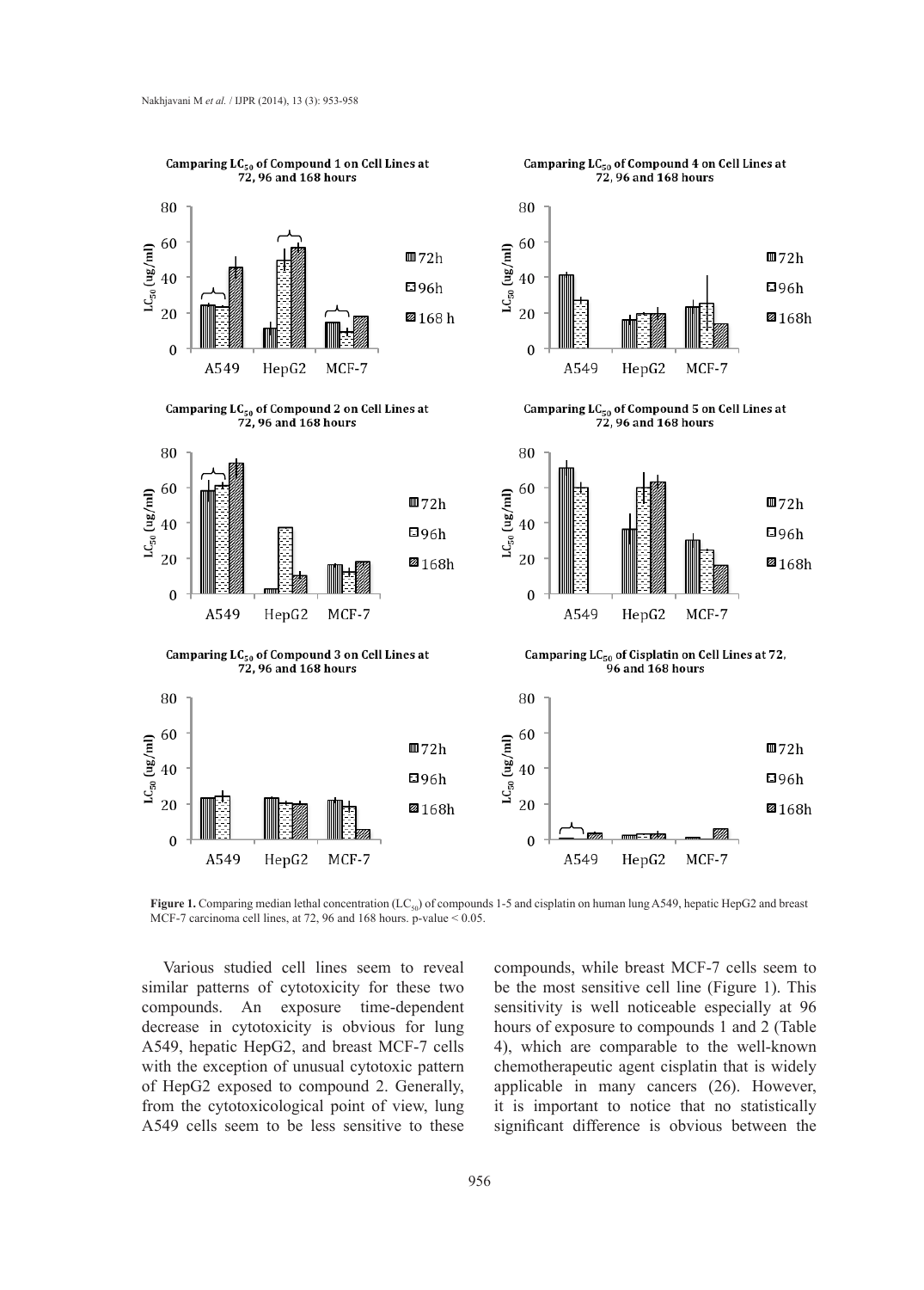**Figure 1.** Comparing median lethal concentration ($LC_{50}$) of compounds 1-5 and cisplatin on human lung A549, hepatic HepG2 and breast MCF-7 carcinoma cell lines, at 72, 96 and 168 hours. p-value < 0.05.

Various studied cell lines seem to reveal similar patterns of cytotoxicity for these two compounds. An exposure time-dependent decrease in cytotoxicity is obvious for lung A549, hepatic HepG2, and breast MCF-7 cells with the exception of unusual cytotoxic pattern of HepG2 exposed to compound 2. Generally, from the cytotoxicological point of view, lung A549 cells seem to be less sensitive to these compounds, while breast MCF-7 cells seem to be the most sensitive cell line (Figure 1). This sensitivity is well noticeable especially at 96 hours of exposure to compounds 1 and 2 (Table 4), which are comparable to the well-known chemotherapeutic agent cisplatin that is widely applicable in many cancers (26). However, it is important to notice that no statistically significant difference is obvious between the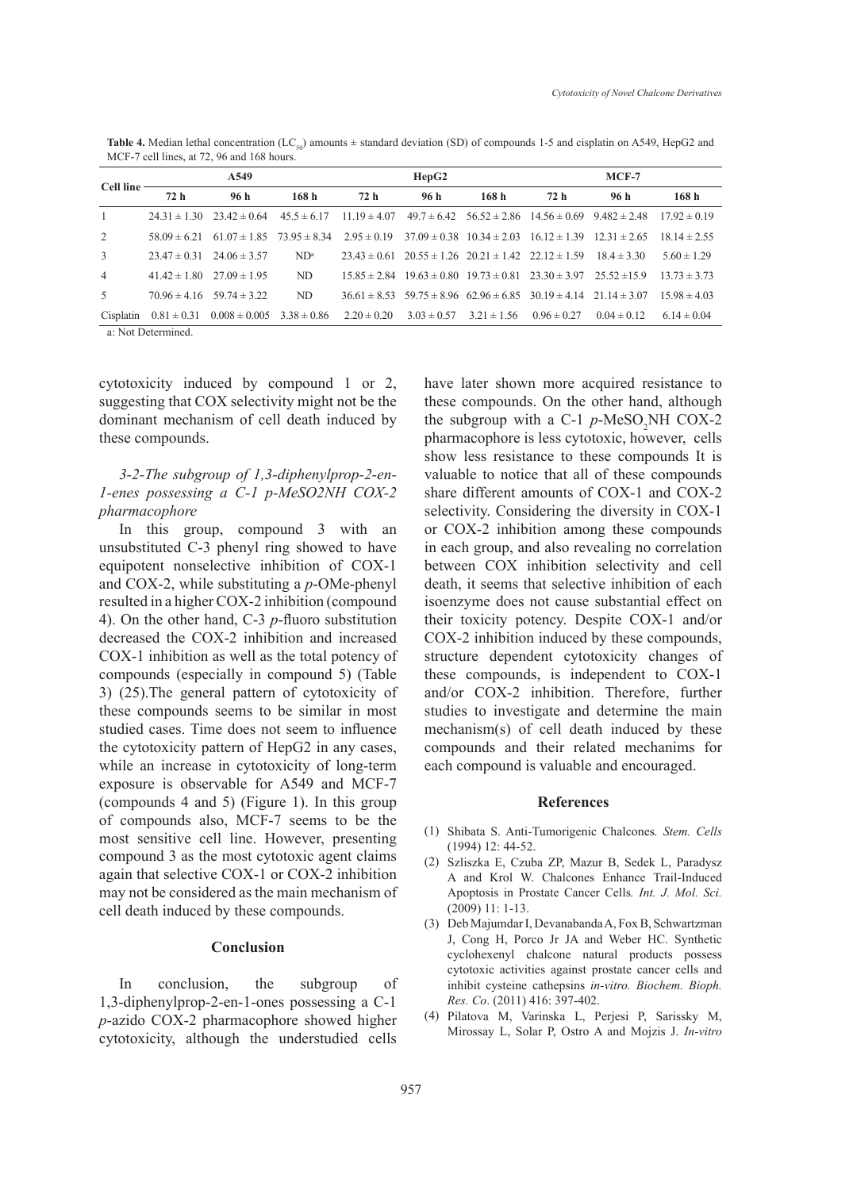**Table 4.** Median lethal concentration ($LC_{50}$) amounts ± standard deviation (SD) of compounds 1-5 and cisplatin on A549, HepG2 and MCF-7 cell lines, at 72, 96 and 168 hours.

| Cell line | A549 | | | HepG2 | | | MCF-7 | | |
|---|---|---|---|---|---|---|---|---|---|
| | 72 h | 96 h | 168 h | 72 h | 96 h | 168 h | 72 h | 96 h | 168 h |
| 1 | 24.31 ± 1.30 | 23.42 ± 0.64 | 45.5 ± 6.17 | 11.19 ± 4.07 | 49.7 ± 6.42 | 56.52 ± 2.86 | 14.56 ± 0.69 | 9.482 ± 2.48 | 17.92 ± 0.19 |
| 2 | 58.09 ± 6.21 | 61.07 ± 1.85 | 73.95 ± 8.34 | 2.95 ± 0.19 | 37.09 ± 0.38 | 10.34 ± 2.03 | 16.12 ± 1.39 | 12.31 ± 2.65 | 18.14 ± 2.55 |
| 3 | 23.47 ± 0.31 | 24.06 ± 3.57 | ND[a] | 23.43 ± 0.61 | 20.55 ± 1.26 | 20.21 ± 1.42 | 22.12 ± 1.59 | 18.4 ± 3.30 | 5.60 ± 1.29 |
| 4 | 41.42 ± 1.80 | 27.09 ± 1.95 | ND | 15.85 ± 2.84 | 19.63 ± 0.80 | 19.73 ± 0.81 | 23.30 ± 3.97 | 25.52 ±15.9 | 13.73 ± 3.73 |
| 5 | 70.96 ± 4.16 | 59.74 ± 3.22 | ND | 36.61 ± 8.53 | 59.75 ± 8.96 | 62.96 ± 6.85 | 30.19 ± 4.14 | 21.14 ± 3.07 | 15.98 ± 4.03 |
| Cisplatin | 0.81 ± 0.31 | 0.008 ± 0.005 | 3.38 ± 0.86 | 2.20 ± 0.20 | 3.03 ± 0.57 | 3.21 ± 1.56 | 0.96 ± 0.27 | 0.04 ± 0.12 | 6.14 ± 0.04 |

a: Not Determined.

cytotoxicity induced by compound 1 or 2, suggesting that COX selectivity might not be the dominant mechanism of cell death induced by these compounds.

### *3-2-The subgroup of 1,3-diphenylprop-2-en-1-enes possessing a C-1 p-MeSO2NH COX-2 pharmacophore*

In this group, compound 3 with an unsubstituted C-3 phenyl ring showed to have equipotent nonselective inhibition of COX-1 and COX-2, while substituting a *p*-OMe-phenyl resulted in a higher COX-2 inhibition (compound 4). On the other hand, C-3 *p*-fluoro substitution decreased the COX-2 inhibition and increased COX-1 inhibition as well as the total potency of compounds (especially in compound 5) (Table 3) (25).The general pattern of cytotoxicity of these compounds seems to be similar in most studied cases. Time does not seem to influence the cytotoxicity pattern of HepG2 in any cases, while an increase in cytotoxicity of long-term exposure is observable for A549 and MCF-7 (compounds 4 and 5) (Figure 1). In this group of compounds also, MCF-7 seems to be the most sensitive cell line. However, presenting compound 3 as the most cytotoxic agent claims again that selective COX-1 or COX-2 inhibition may not be considered as the main mechanism of cell death induced by these compounds.

## Conclusion

In conclusion, the subgroup of 1,3-diphenylprop-2-en-1-ones possessing a C-1 *p*-azido COX-2 pharmacophore showed higher cytotoxicity, although the understudied cells have later shown more acquired resistance to these compounds. On the other hand, although the subgroup with a C-1 *p*-$MeSO_2NH$ COX-2 pharmacophore is less cytotoxic, however, cells show less resistance to these compounds It is valuable to notice that all of these compounds share different amounts of COX-1 and COX-2 selectivity. Considering the diversity in COX-1 or COX-2 inhibition among these compounds in each group, and also revealing no correlation between COX inhibition selectivity and cell death, it seems that selective inhibition of each isoenzyme does not cause substantial effect on their toxicity potency. Despite COX-1 and/or COX-2 inhibition induced by these compounds, structure dependent cytotoxicity changes of these compounds, is independent to COX-1 and/or COX-2 inhibition. Therefore, further studies to investigate and determine the main mechanism(s) of cell death induced by these compounds and their related mechanims for each compound is valuable and encouraged.

## References

(1) Shibata S. Anti-Tumorigenic Chalcones. *Stem. Cells* (1994) 12: 44-52.

(2) Szliszka E, Czuba ZP, Mazur B, Sedek L, Paradysz A and Krol W. Chalcones Enhance Trail-Induced Apoptosis in Prostate Cancer Cells*. Int. J. Mol. Sci.* (2009) 11: 1-13.

(3) Deb Majumdar I, Devanabanda A, Fox B, Schwartzman J, Cong H, Porco Jr JA and Weber HC. Synthetic cyclohexenyl chalcone natural products possess cytotoxic activities against prostate cancer cells and inhibit cysteine cathepsins *in-vitro. Biochem. Bioph. Res. Co*. (2011) 416: 397-402.

(4) Pilatova M, Varinska L, Perjesi P, Sarissky M, Mirossay L, Solar P, Ostro A and Mojzis J. *In-vitro*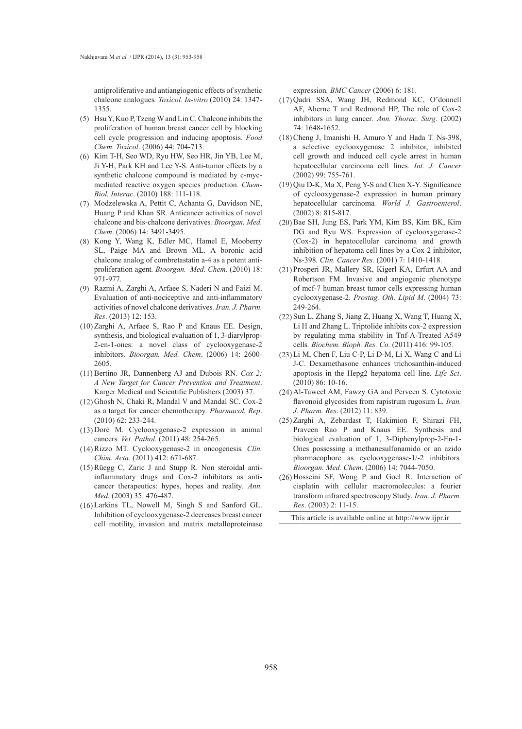antiproliferative and antiangiogenic effects of synthetic chalcone analogues. *Toxicol. In-vitro* (2010) 24: 1347-1355.

(5) Hsu Y, Kuo P, Tzeng W and Lin C. Chalcone inhibits the proliferation of human breast cancer cell by blocking cell cycle progression and inducing apoptosis. *Food Chem. Toxicol*. (2006) 44: 704-713.

(6) Kim T-H, Seo WD, Ryu HW, Seo HR, Jin YB, Lee M, Ji Y-H, Park KH and Lee Y-S. Anti-tumor effects by a synthetic chalcone compound is mediated by c-myc-mediated reactive oxygen species production. *Chem-Biol. Interac*. (2010) 188: 111-118.

(7) Modzelewska A, Pettit C, Achanta G, Davidson NE, Huang P and Khan SR. Anticancer activities of novel chalcone and bis-chalcone derivatives. *Bioorgan. Med. Chem*. (2006) 14: 3491-3495.

(8) Kong Y, Wang K, Edler MC, Hamel E, Mooberry SL, Paige MA and Brown ML. A boronic acid chalcone analog of combretastatin a-4 as a potent anti-proliferation agent. *Bioorgan. Med. Chem.* (2010) 18: 971-977.

(9) Razmi A, Zarghi A, Arfaee S, Naderi N and Faizi M. Evaluation of anti-nociceptive and anti-inflammatory activities of novel chalcone derivatives. *Iran. J. Pharm. Res*. (2013) 12: 153.

(10) Zarghi A, Arfaee S, Rao P and Knaus EE. Design, synthesis, and biological evaluation of 1, 3-diarylprop-2-en-1-ones: a novel class of cyclooxygenase-2 inhibitors. *Bioorgan. Med. Chem*. (2006) 14: 2600-2605.

(11) Bertino JR, Dannenberg AJ and Dubois RN. *Cox-2: A New Target for Cancer Prevention and Treatment*. Karger Medical and Scientific Publishers (2003) 37.

(12) Ghosh N, Chaki R, Mandal V and Mandal SC. Cox-2 as a target for cancer chemotherapy. *Pharmacol. Rep*. (2010) 62: 233-244.

(13) Doré M. Cyclooxygenase-2 expression in animal cancers. *Vet. Pathol.* (2011) 48: 254-265.

(14) Rizzo MT. Cyclooxygenase-2 in oncogenesis. *Clin. Chim. Acta.* (2011) 412: 671-687.

(15) Rüegg C, Zaric J and Stupp R. Non steroidal anti-inflammatory drugs and Cox-2 inhibitors as anti-cancer therapeutics: hypes, hopes and reality. *Ann. Med.* (2003) 35: 476-487.

(16) Larkins TL, Nowell M, Singh S and Sanford GL. Inhibition of cyclooxygenase-2 decreases breast cancer cell motility, invasion and matrix metalloproteinase expression. *BMC Cancer* (2006) 6: 181.

(17) Qadri SSA, Wang JH, Redmond KC, O'donnell AF, Aherne T and Redmond HP, The role of Cox-2 inhibitors in lung cancer. *Ann. Thorac. Surg*. (2002) 74: 1648-1652.

(18) Cheng J, Imanishi H, Amuro Y and Hada T. Ns-398, a selective cyclooxygenase 2 inhibitor, inhibited cell growth and induced cell cycle arrest in human hepatocellular carcinoma cell lines. *Int. J. Cancer* (2002) 99: 755-761.

(19) Qiu D-K, Ma X, Peng Y-S and Chen X-Y. Significance of cyclooxygenase-2 expression in human primary hepatocellular carcinoma. *World J. Gastroenterol*. (2002) 8: 815-817.

(20) Bae SH, Jung ES, Park YM, Kim BS, Kim BK, Kim DG and Ryu WS. Expression of cyclooxygenase-2 (Cox-2) in hepatocellular carcinoma and growth inhibition of hepatoma cell lines by a Cox-2 inhibitor, Ns-398. *Clin. Cancer Res.* (2001) 7: 1410-1418.

(21) Prosperi JR, Mallery SR, Kigerl KA, Erfurt AA and Robertson FM. Invasive and angiogenic phenotype of mcf-7 human breast tumor cells expressing human cyclooxygenase-2. *Prostag. Oth. Lipid M*. (2004) 73: 249-264.

(22) Sun L, Zhang S, Jiang Z, Huang X, Wang T, Huang X, Li H and Zhang L. Triptolide inhibits cox-2 expression by regulating mrna stability in Tnf-A-Treated A549 cells. *Biochem. Bioph. Res. Co*. (2011) 416: 99-105.

(23) Li M, Chen F, Liu C-P, Li D-M, Li X, Wang C and Li J-C. Dexamethasone enhances trichosanthin-induced apoptosis in the Hepg2 hepatoma cell line. *Life Sci*. (2010) 86: 10-16.

(24) Al-Taweel AM, Fawzy GA and Perveen S. Cytotoxic flavonoid glycosides from rapistrum rugosum L. *Iran. J. Pharm. Res*. (2012) 11: 839.

(25) Zarghi A, Zebardast T, Hakimion F, Shirazi FH, Praveen Rao P and Knaus EE. Synthesis and biological evaluation of 1, 3-Diphenylprop-2-En-1-Ones possessing a methanesulfonamido or an azido pharmacophore as cyclooxygenase-1/-2 inhibitors. *Bioorgan. Med. Chem*. (2006) 14: 7044-7050.

(26) Hosseini SF, Wong P and Goel R. Interaction of cisplatin with cellular macromolecules: a fourier transform infrared spectroscopy Study. *Iran. J. Pharm. Res*. (2003) 2: 11-15.

This article is available online at http://www.ijpr.ir